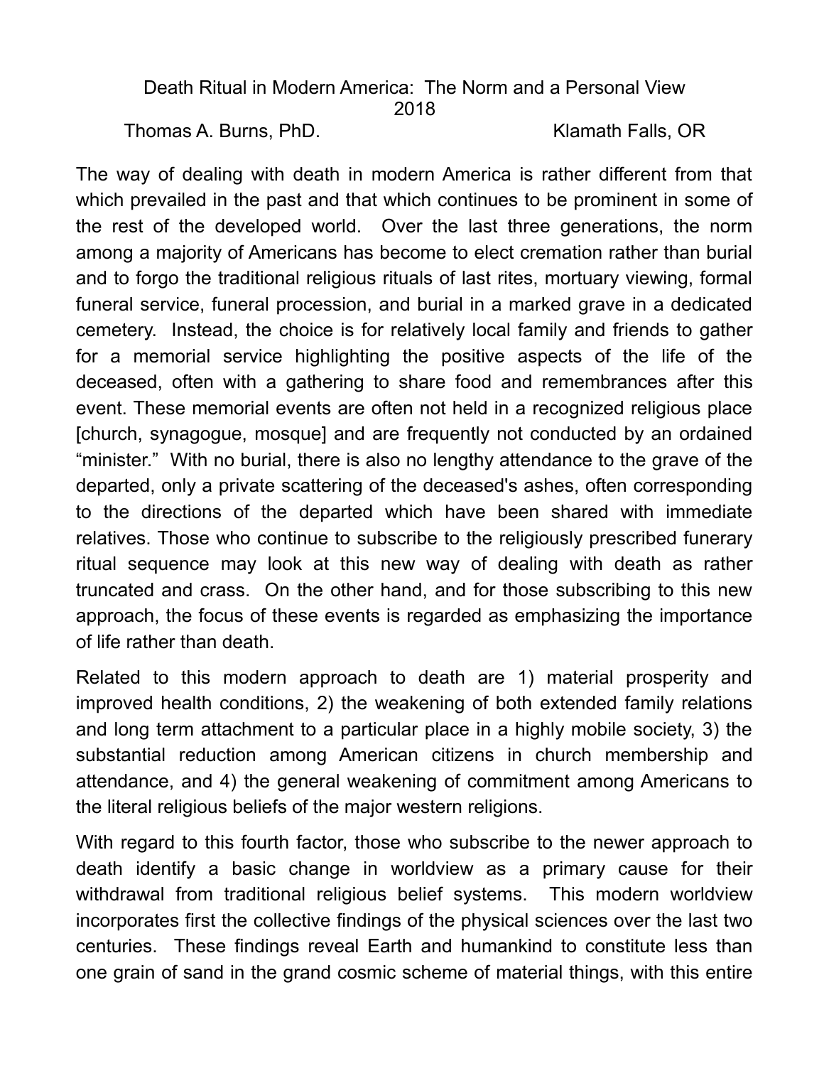# Death Ritual in Modern America: The Norm and a Personal View

2018

Thomas A. Burns, PhD. Klamath Falls, OR

The way of dealing with death in modern America is rather different from that which prevailed in the past and that which continues to be prominent in some of the rest of the developed world. Over the last three generations, the norm among a majority of Americans has become to elect cremation rather than burial and to forgo the traditional religious rituals of last rites, mortuary viewing, formal funeral service, funeral procession, and burial in a marked grave in a dedicated cemetery. Instead, the choice is for relatively local family and friends to gather for a memorial service highlighting the positive aspects of the life of the deceased, often with a gathering to share food and remembrances after this event. These memorial events are often not held in a recognized religious place [church, synagogue, mosque] and are frequently not conducted by an ordained "minister." With no burial, there is also no lengthy attendance to the grave of the departed, only a private scattering of the deceased's ashes, often corresponding to the directions of the departed which have been shared with immediate relatives. Those who continue to subscribe to the religiously prescribed funerary ritual sequence may look at this new way of dealing with death as rather truncated and crass. On the other hand, and for those subscribing to this new approach, the focus of these events is regarded as emphasizing the importance of life rather than death.

Related to this modern approach to death are 1) material prosperity and improved health conditions, 2) the weakening of both extended family relations and long term attachment to a particular place in a highly mobile society, 3) the substantial reduction among American citizens in church membership and attendance, and 4) the general weakening of commitment among Americans to the literal religious beliefs of the major western religions.

With regard to this fourth factor, those who subscribe to the newer approach to death identify a basic change in worldview as a primary cause for their withdrawal from traditional religious belief systems. This modern worldview incorporates first the collective findings of the physical sciences over the last two centuries. These findings reveal Earth and humankind to constitute less than one grain of sand in the grand cosmic scheme of material things, with this entire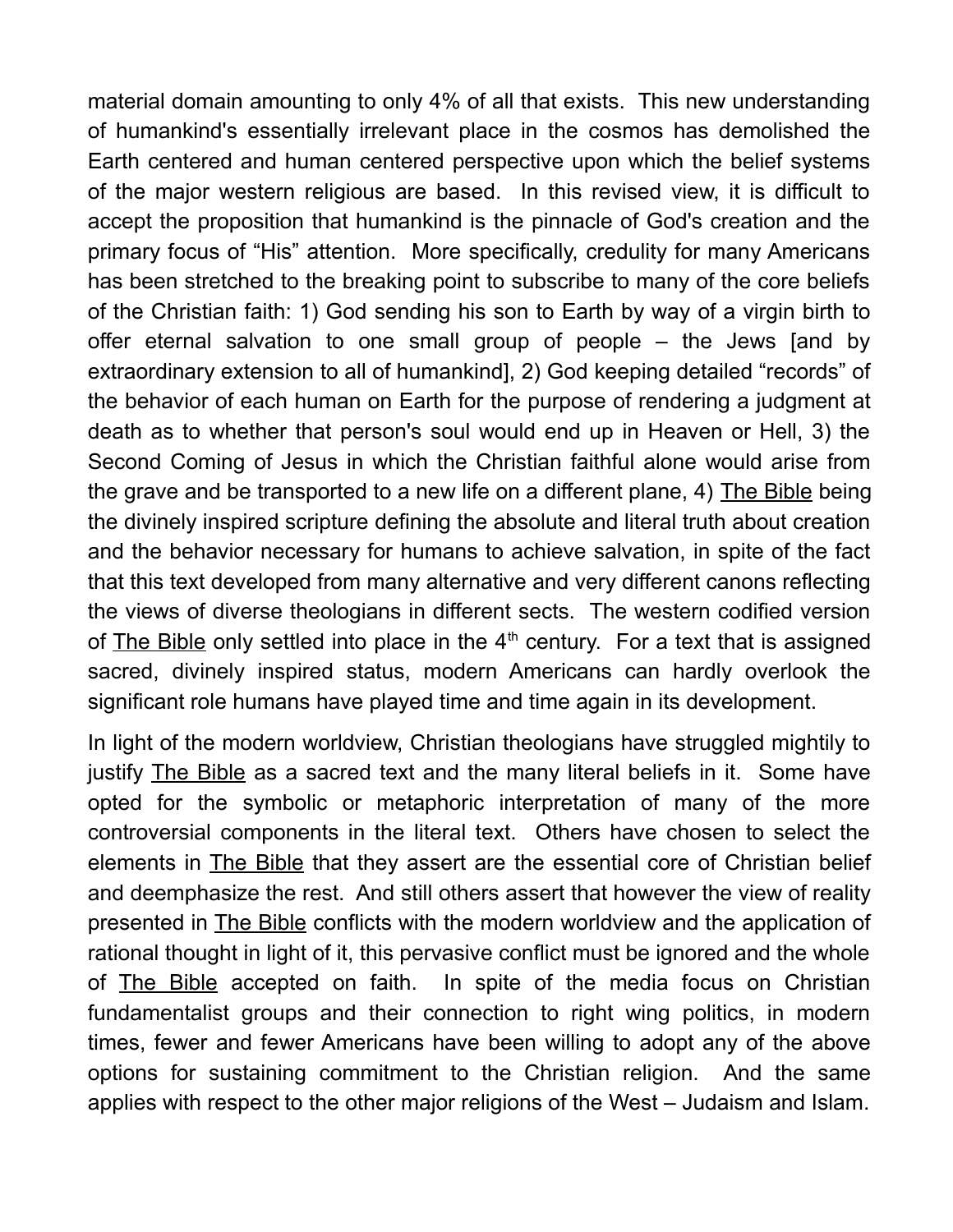material domain amounting to only 4% of all that exists. This new understanding of humankind's essentially irrelevant place in the cosmos has demolished the Earth centered and human centered perspective upon which the belief systems of the major western religious are based. In this revised view, it is difficult to accept the proposition that humankind is the pinnacle of God's creation and the primary focus of "His" attention. More specifically, credulity for many Americans has been stretched to the breaking point to subscribe to many of the core beliefs of the Christian faith: 1) God sending his son to Earth by way of a virgin birth to offer eternal salvation to one small group of people – the Jews [and by extraordinary extension to all of humankind], 2) God keeping detailed "records" of the behavior of each human on Earth for the purpose of rendering a judgment at death as to whether that person's soul would end up in Heaven or Hell, 3) the Second Coming of Jesus in which the Christian faithful alone would arise from the grave and be transported to a new life on a different plane, 4) The Bible being the divinely inspired scripture defining the absolute and literal truth about creation and the behavior necessary for humans to achieve salvation, in spite of the fact that this text developed from many alternative and very different canons reflecting the views of diverse theologians in different sects. The western codified version of The Bible only settled into place in the 4th century. For a text that is assigned sacred, divinely inspired status, modern Americans can hardly overlook the significant role humans have played time and time again in its development.

In light of the modern worldview, Christian theologians have struggled mightily to justify The Bible as a sacred text and the many literal beliefs in it. Some have opted for the symbolic or metaphoric interpretation of many of the more controversial components in the literal text. Others have chosen to select the elements in The Bible that they assert are the essential core of Christian belief and deemphasize the rest. And still others assert that however the view of reality presented in The Bible conflicts with the modern worldview and the application of rational thought in light of it, this pervasive conflict must be ignored and the whole of The Bible accepted on faith. In spite of the media focus on Christian fundamentalist groups and their connection to right wing politics, in modern times, fewer and fewer Americans have been willing to adopt any of the above options for sustaining commitment to the Christian religion. And the same applies with respect to the other major religions of the West – Judaism and Islam.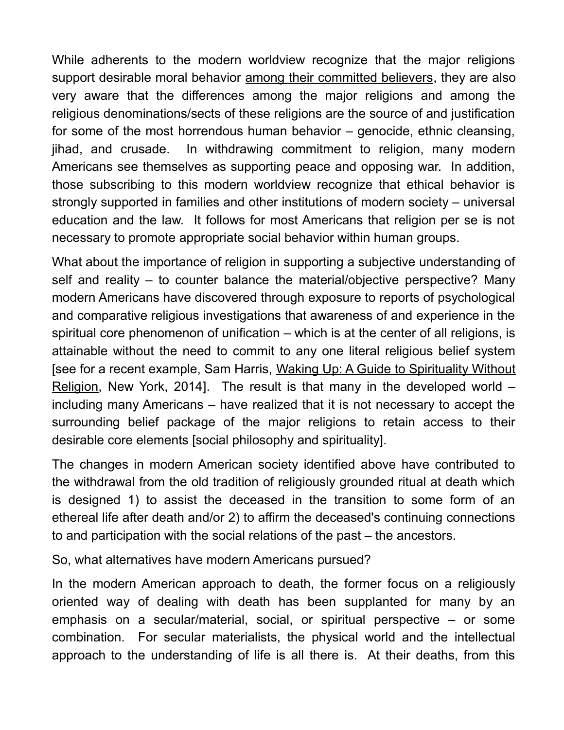While adherents to the modern worldview recognize that the major religions support desirable moral behavior <u>among their committed believers</u>, they are also very aware that the differences among the major religions and among the religious denominations/sects of these religions are the source of and justification for some of the most horrendous human behavior – genocide, ethnic cleansing, jihad, and crusade. In withdrawing commitment to religion, many modern Americans see themselves as supporting peace and opposing war. In addition, those subscribing to this modern worldview recognize that ethical behavior is strongly supported in families and other institutions of modern society – universal education and the law. It follows for most Americans that religion per se is not necessary to promote appropriate social behavior within human groups.

What about the importance of religion in supporting a subjective understanding of self and reality – to counter balance the material/objective perspective? Many modern Americans have discovered through exposure to reports of psychological and comparative religious investigations that awareness of and experience in the spiritual core phenomenon of unification – which is at the center of all religions, is attainable without the need to commit to any one literal religious belief system [see for a recent example, Sam Harris, <u>Waking Up: A Guide to Spirituality Without Religion</u>, New York, 2014]. The result is that many in the developed world – including many Americans – have realized that it is not necessary to accept the surrounding belief package of the major religions to retain access to their desirable core elements [social philosophy and spirituality].

The changes in modern American society identified above have contributed to the withdrawal from the old tradition of religiously grounded ritual at death which is designed 1) to assist the deceased in the transition to some form of an ethereal life after death and/or 2) to affirm the deceased's continuing connections to and participation with the social relations of the past – the ancestors.

So, what alternatives have modern Americans pursued?

In the modern American approach to death, the former focus on a religiously oriented way of dealing with death has been supplanted for many by an emphasis on a secular/material, social, or spiritual perspective – or some combination. For secular materialists, the physical world and the intellectual approach to the understanding of life is all there is. At their deaths, from this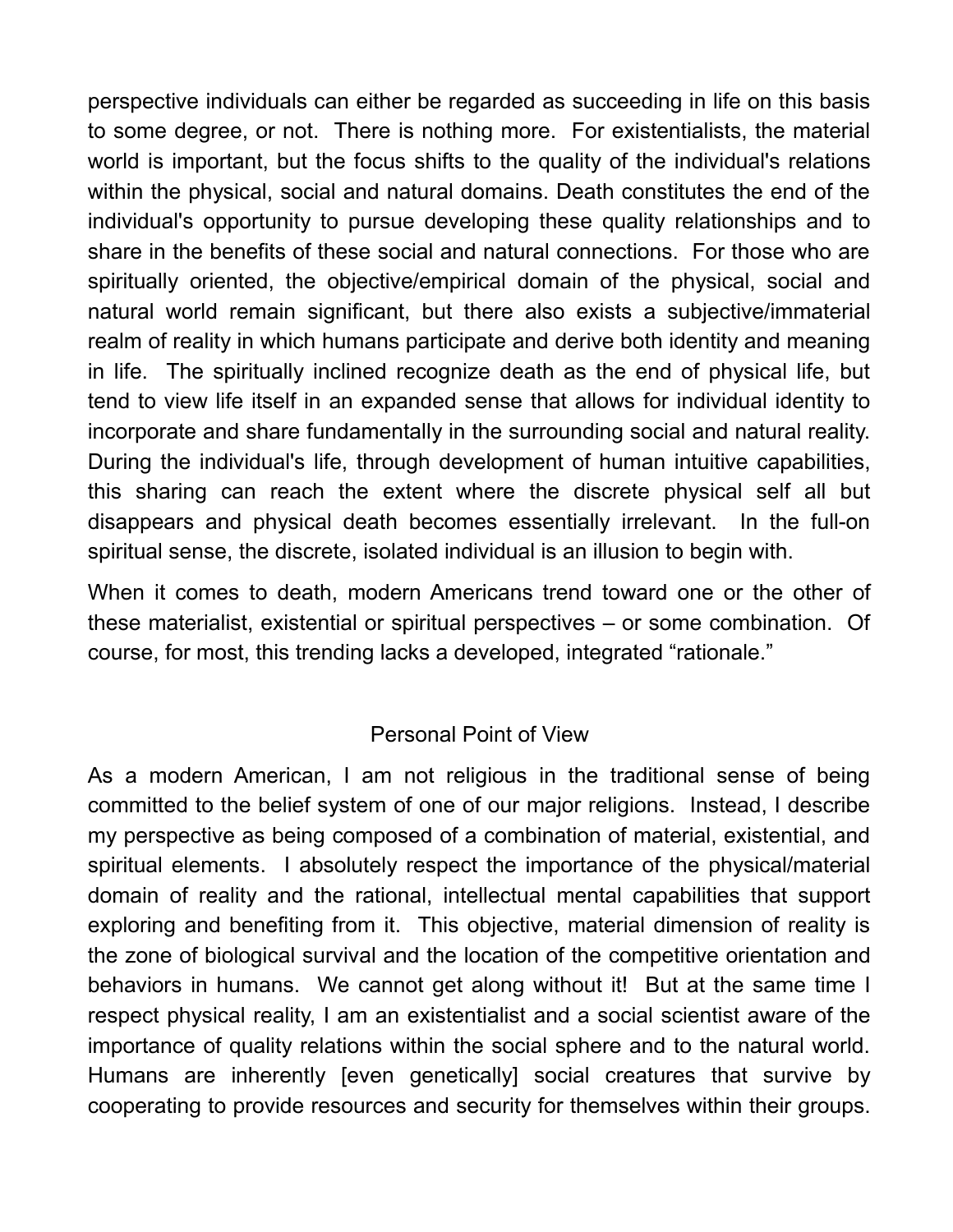perspective individuals can either be regarded as succeeding in life on this basis to some degree, or not. There is nothing more. For existentialists, the material world is important, but the focus shifts to the quality of the individual's relations within the physical, social and natural domains. Death constitutes the end of the individual's opportunity to pursue developing these quality relationships and to share in the benefits of these social and natural connections. For those who are spiritually oriented, the objective/empirical domain of the physical, social and natural world remain significant, but there also exists a subjective/immaterial realm of reality in which humans participate and derive both identity and meaning in life. The spiritually inclined recognize death as the end of physical life, but tend to view life itself in an expanded sense that allows for individual identity to incorporate and share fundamentally in the surrounding social and natural reality. During the individual's life, through development of human intuitive capabilities, this sharing can reach the extent where the discrete physical self all but disappears and physical death becomes essentially irrelevant. In the full-on spiritual sense, the discrete, isolated individual is an illusion to begin with.

When it comes to death, modern Americans trend toward one or the other of these materialist, existential or spiritual perspectives – or some combination. Of course, for most, this trending lacks a developed, integrated "rationale."

## Personal Point of View

As a modern American, I am not religious in the traditional sense of being committed to the belief system of one of our major religions. Instead, I describe my perspective as being composed of a combination of material, existential, and spiritual elements. I absolutely respect the importance of the physical/material domain of reality and the rational, intellectual mental capabilities that support exploring and benefiting from it. This objective, material dimension of reality is the zone of biological survival and the location of the competitive orientation and behaviors in humans. We cannot get along without it! But at the same time I respect physical reality, I am an existentialist and a social scientist aware of the importance of quality relations within the social sphere and to the natural world. Humans are inherently [even genetically] social creatures that survive by cooperating to provide resources and security for themselves within their groups.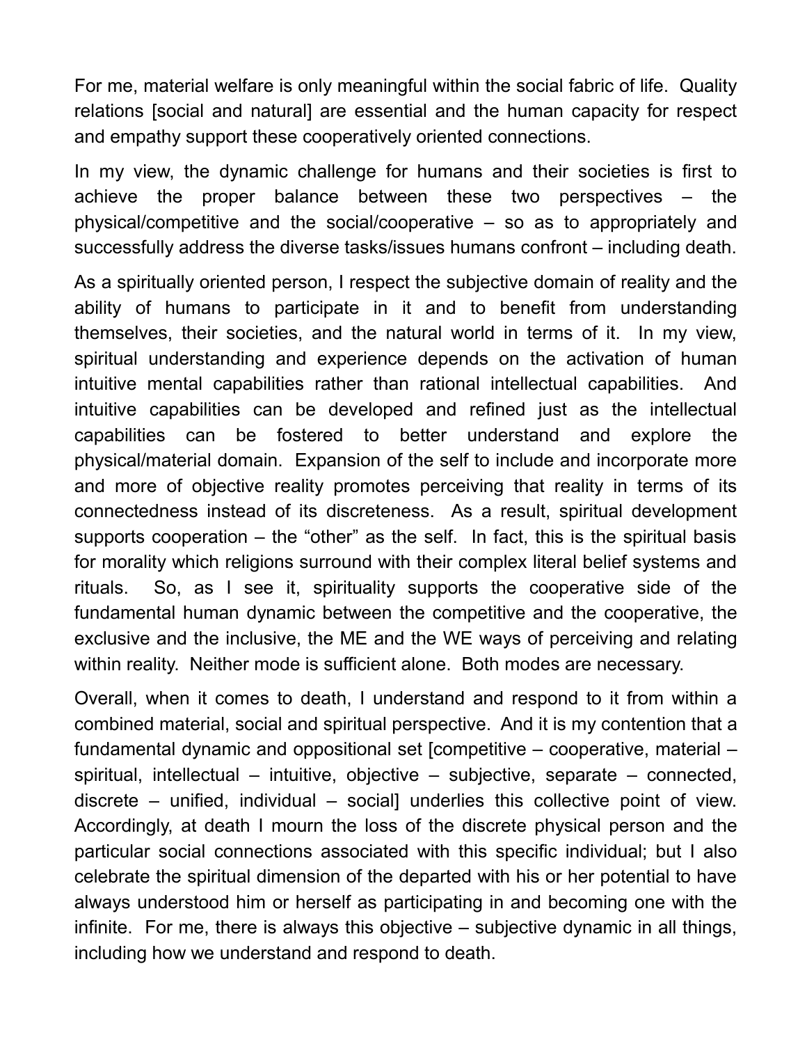For me, material welfare is only meaningful within the social fabric of life. Quality relations [social and natural] are essential and the human capacity for respect and empathy support these cooperatively oriented connections.

In my view, the dynamic challenge for humans and their societies is first to achieve the proper balance between these two perspectives – the physical/competitive and the social/cooperative – so as to appropriately and successfully address the diverse tasks/issues humans confront – including death.

As a spiritually oriented person, I respect the subjective domain of reality and the ability of humans to participate in it and to benefit from understanding themselves, their societies, and the natural world in terms of it. In my view, spiritual understanding and experience depends on the activation of human intuitive mental capabilities rather than rational intellectual capabilities. And intuitive capabilities can be developed and refined just as the intellectual capabilities can be fostered to better understand and explore the physical/material domain. Expansion of the self to include and incorporate more and more of objective reality promotes perceiving that reality in terms of its connectedness instead of its discreteness. As a result, spiritual development supports cooperation – the "other" as the self. In fact, this is the spiritual basis for morality which religions surround with their complex literal belief systems and rituals. So, as I see it, spirituality supports the cooperative side of the fundamental human dynamic between the competitive and the cooperative, the exclusive and the inclusive, the ME and the WE ways of perceiving and relating within reality. Neither mode is sufficient alone. Both modes are necessary.

Overall, when it comes to death, I understand and respond to it from within a combined material, social and spiritual perspective. And it is my contention that a fundamental dynamic and oppositional set [competitive – cooperative, material – spiritual, intellectual – intuitive, objective – subjective, separate – connected, discrete – unified, individual – social] underlies this collective point of view. Accordingly, at death I mourn the loss of the discrete physical person and the particular social connections associated with this specific individual; but I also celebrate the spiritual dimension of the departed with his or her potential to have always understood him or herself as participating in and becoming one with the infinite. For me, there is always this objective – subjective dynamic in all things, including how we understand and respond to death.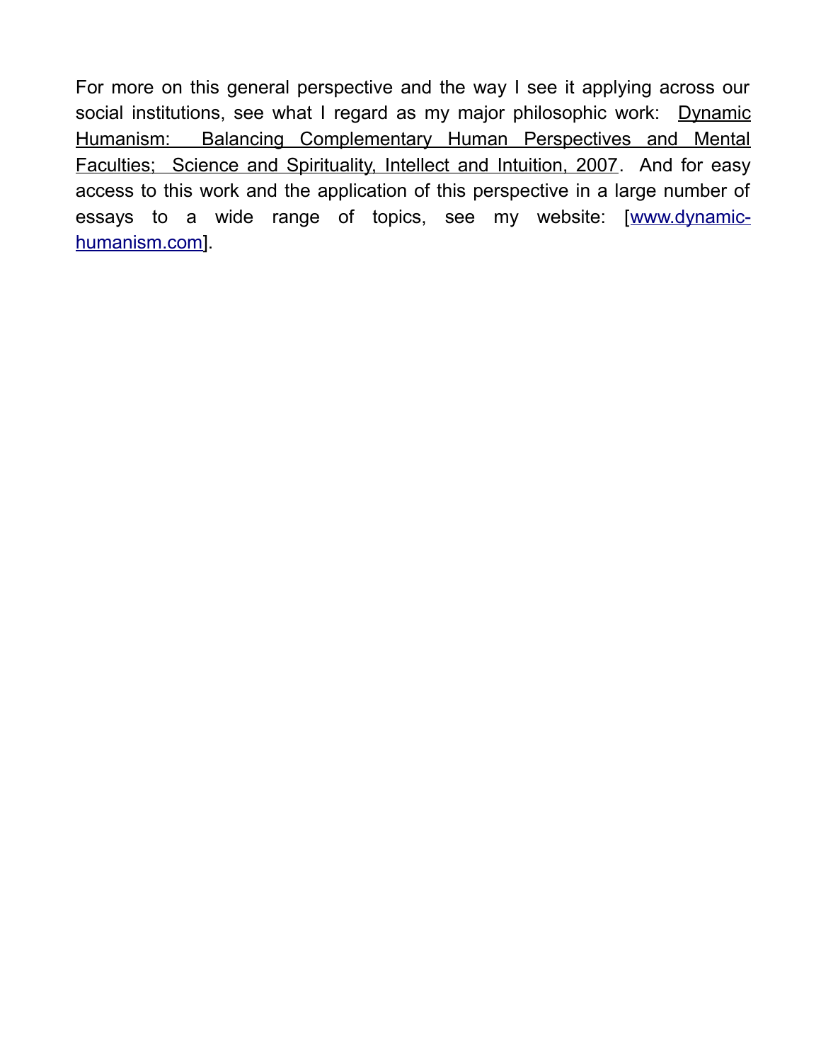For more on this general perspective and the way I see it applying across our social institutions, see what I regard as my major philosophic work: Dynamic Humanism: Balancing Complementary Human Perspectives and Mental Faculties; Science and Spirituality, Intellect and Intuition, 2007. And for easy access to this work and the application of this perspective in a large number of essays to a wide range of topics, see my website: [www.dynamic-humanism.com].